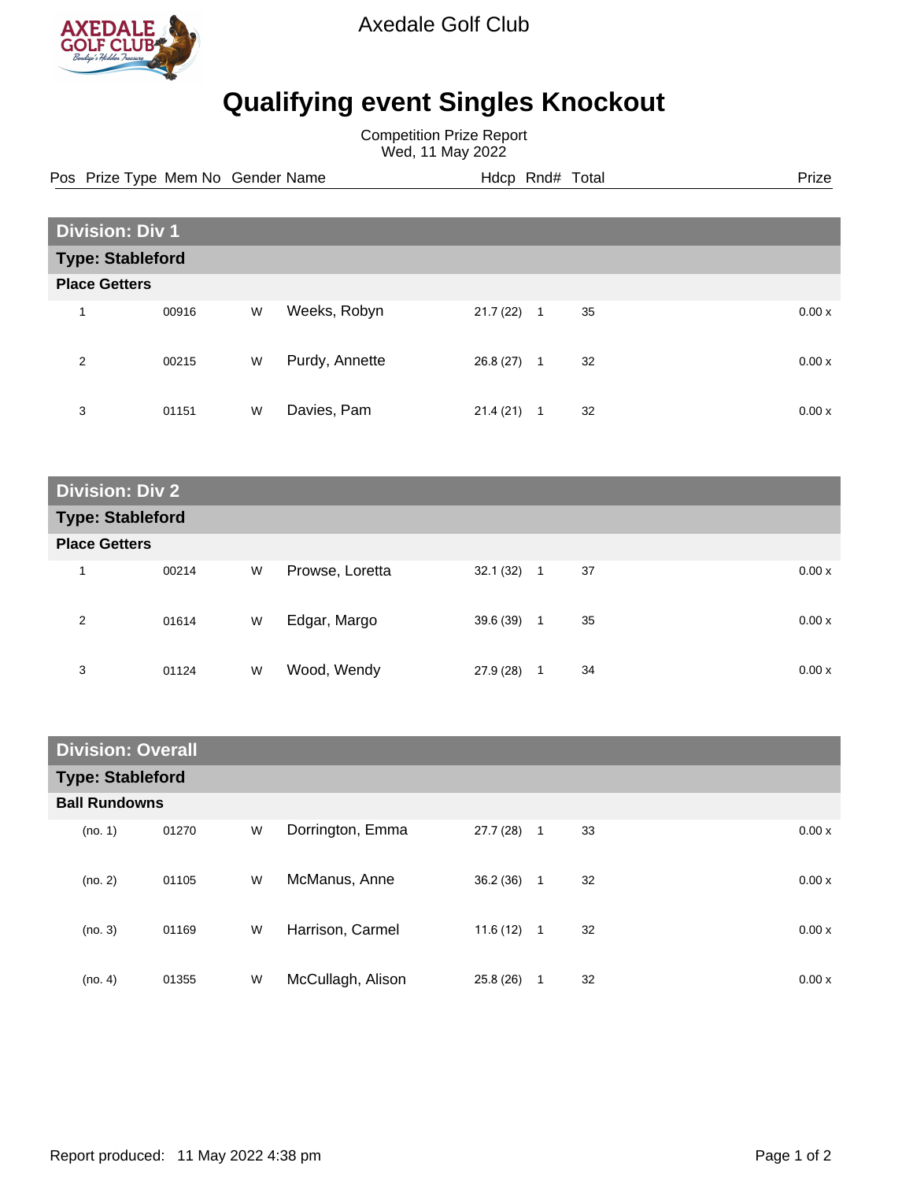Axedale Golf Club

# Qualifying event Singles Knockout

Competition Prize Report
Wed, 11 May 2022

| Pos | Prize Type | Mem No | Gender | Name | Hdcp | Rnd# | Total | Prize |
|---|---|---|---|---|---|---|---|---|
| **Division: Div 1** | | | | | | | | |
| **Type: Stableford** | | | | | | | | |
| **Place Getters** | | | | | | | | |
| 1 | | 00916 | W | Weeks, Robyn | 21.7 (22) | 1 | 35 | 0.00 x |
| 2 | | 00215 | W | Purdy, Annette | 26.8 (27) | 1 | 32 | 0.00 x |
| 3 | | 01151 | W | Davies, Pam | 21.4 (21) | 1 | 32 | 0.00 x |
| **Division: Div 2** | | | | | | | | |
| **Type: Stableford** | | | | | | | | |
| **Place Getters** | | | | | | | | |
| 1 | | 00214 | W | Prowse, Loretta | 32.1 (32) | 1 | 37 | 0.00 x |
| 2 | | 01614 | W | Edgar, Margo | 39.6 (39) | 1 | 35 | 0.00 x |
| 3 | | 01124 | W | Wood, Wendy | 27.9 (28) | 1 | 34 | 0.00 x |
| **Division: Overall** | | | | | | | | |
| **Type: Stableford** | | | | | | | | |
| **Ball Rundowns** | | | | | | | | |
| (no. 1) | | 01270 | W | Dorrington, Emma | 27.7 (28) | 1 | 33 | 0.00 x |
| (no. 2) | | 01105 | W | McManus, Anne | 36.2 (36) | 1 | 32 | 0.00 x |
| (no. 3) | | 01169 | W | Harrison, Carmel | 11.6 (12) | 1 | 32 | 0.00 x |
| (no. 4) | | 01355 | W | McCullagh, Alison | 25.8 (26) | 1 | 32 | 0.00 x |

Report produced: 11 May 2022 4:38 pm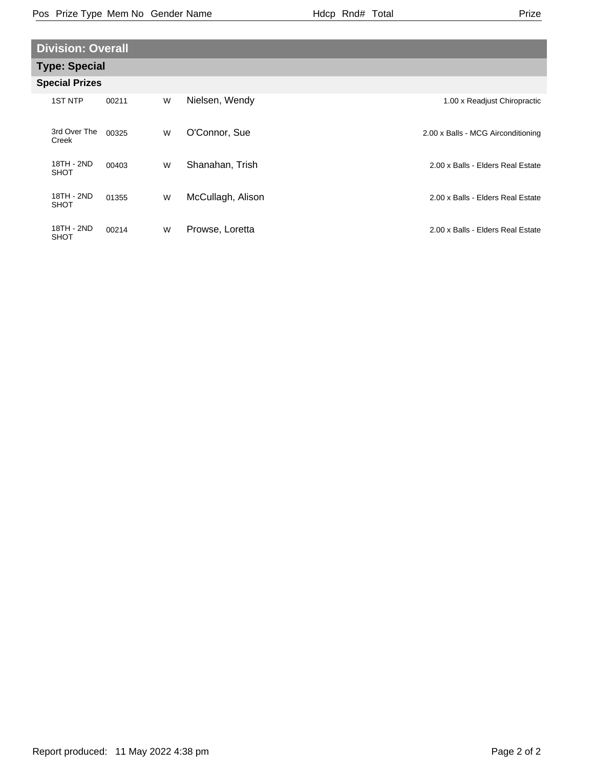| Pos | Prize Type | Mem No | Gender | Name | Hdcp | Rnd# | Total | Prize |
|---|---|---|---|---|---|---|---|---|

## Division: Overall

### Type: Special

**Special Prizes**

| Pos | Prize Type | Mem No | Gender | Name | Hdcp | Rnd# | Total | Prize |
|---|---|---|---|---|---|---|---|---|
| | 1ST NTP | 00211 | W | Nielsen, Wendy | | | | 1.00 x Readjust Chiropractic |
| | 3rd Over The Creek | 00325 | W | O'Connor, Sue | | | | 2.00 x Balls - MCG Airconditioning |
| | 18TH - 2ND SHOT | 00403 | W | Shanahan, Trish | | | | 2.00 x Balls - Elders Real Estate |
| | 18TH - 2ND SHOT | 01355 | W | McCullagh, Alison | | | | 2.00 x Balls - Elders Real Estate |
| | 18TH - 2ND SHOT | 00214 | W | Prowse, Loretta | | | | 2.00 x Balls - Elders Real Estate |

Report produced: 11 May 2022 4:38 pm